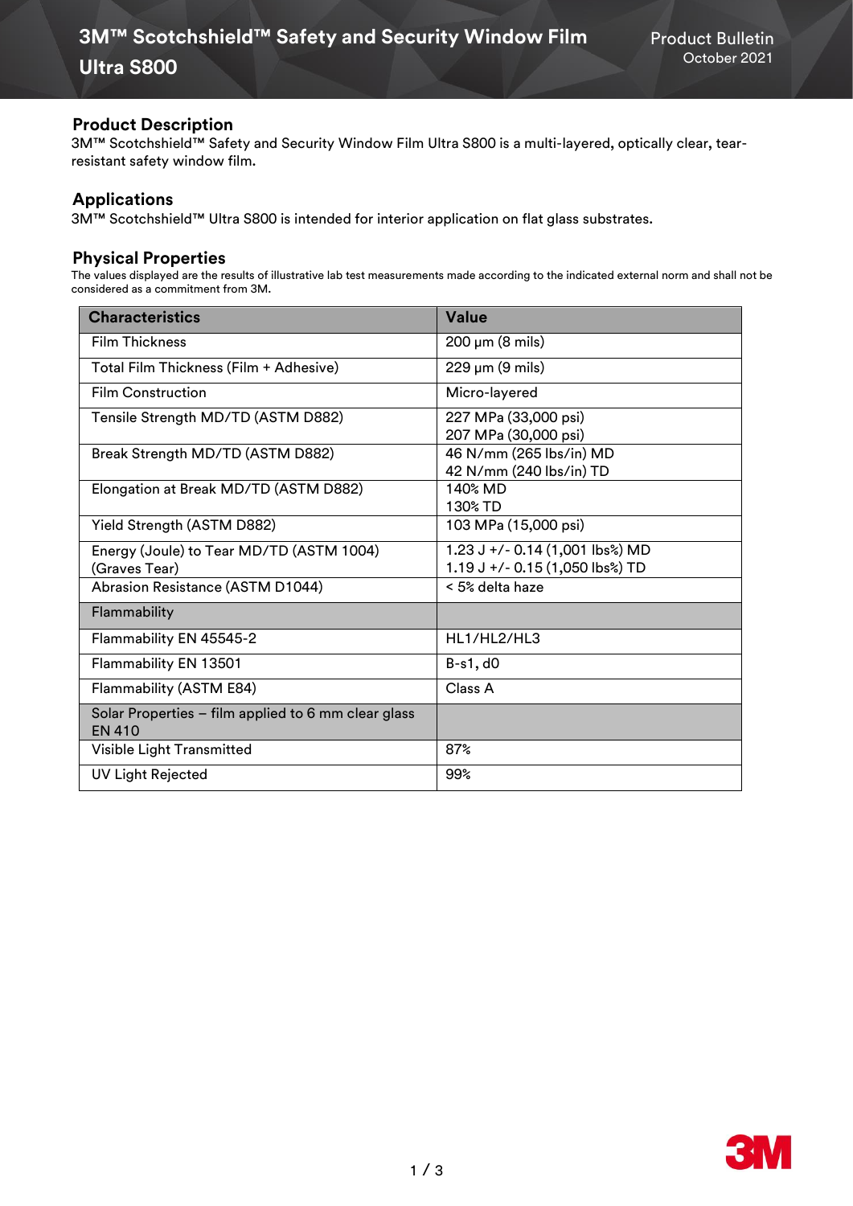# 3M™ Scotchshield™ Safety and Security Window Film Ultra S800

Product Bulletin
October 2021

## Product Description

3M™ Scotchshield™ Safety and Security Window Film Ultra S800 is a multi-layered, optically clear, tear-resistant safety window film.

## Applications

3M™ Scotchshield™ Ultra S800 is intended for interior application on flat glass substrates.

## Physical Properties

The values displayed are the results of illustrative lab test measurements made according to the indicated external norm and shall not be considered as a commitment from 3M.

| Characteristics | Value |
|---|---|
| Film Thickness | 200 µm (8 mils) |
| Total Film Thickness (Film + Adhesive) | 229 µm (9 mils) |
| Film Construction | Micro-layered |
| Tensile Strength MD/TD (ASTM D882) | 227 MPa (33,000 psi)<br>207 MPa (30,000 psi) |
| Break Strength MD/TD (ASTM D882) | 46 N/mm (265 lbs/in) MD<br>42 N/mm (240 lbs/in) TD |
| Elongation at Break MD/TD (ASTM D882) | 140% MD<br>130% TD |
| Yield Strength (ASTM D882) | 103 MPa (15,000 psi) |
| Energy (Joule) to Tear MD/TD (ASTM 1004) (Graves Tear) | 1.23 J +/- 0.14 (1,001 lbs%) MD<br>1.19 J +/- 0.15 (1,050 lbs%) TD |
| Abrasion Resistance (ASTM D1044) | < 5% delta haze |
| **Flammability** | |
| Flammability EN 45545-2 | HL1/HL2/HL3 |
| Flammability EN 13501 | B-s1, d0 |
| Flammability (ASTM E84) | Class A |
| **Solar Properties – film applied to 6 mm clear glass EN 410** | |
| Visible Light Transmitted | 87% |
| UV Light Rejected | 99% |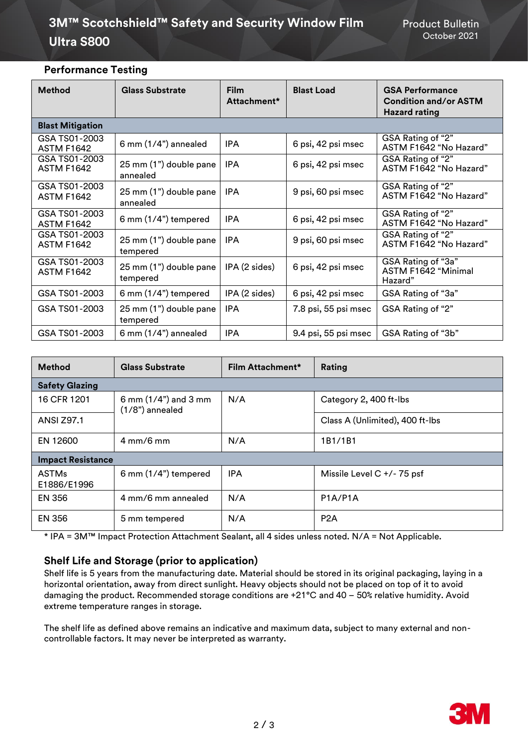## Performance Testing

| Method | Glass Substrate | Film Attachment* | Blast Load | GSA Performance Condition and/or ASTM Hazard rating |
|---|---|---|---|---|
| **Blast Mitigation** | | | | |
| GSA TS01-2003 ASTM F1642 | 6 mm (1/4") annealed | IPA | 6 psi, 42 psi msec | GSA Rating of "2" ASTM F1642 "No Hazard" |
| GSA TS01-2003 ASTM F1642 | 25 mm (1") double pane annealed | IPA | 6 psi, 42 psi msec | GSA Rating of "2" ASTM F1642 "No Hazard" |
| GSA TS01-2003 ASTM F1642 | 25 mm (1") double pane annealed | IPA | 9 psi, 60 psi msec | GSA Rating of "2" ASTM F1642 "No Hazard" |
| GSA TS01-2003 ASTM F1642 | 6 mm (1/4") tempered | IPA | 6 psi, 42 psi msec | GSA Rating of "2" ASTM F1642 "No Hazard" |
| GSA TS01-2003 ASTM F1642 | 25 mm (1") double pane tempered | IPA | 9 psi, 60 psi msec | GSA Rating of "2" ASTM F1642 "No Hazard" |
| GSA TS01-2003 ASTM F1642 | 25 mm (1") double pane tempered | IPA (2 sides) | 6 psi, 42 psi msec | GSA Rating of "3a" ASTM F1642 "Minimal Hazard" |
| GSA TS01-2003 | 6 mm (1/4") tempered | IPA (2 sides) | 6 psi, 42 psi msec | GSA Rating of "3a" |
| GSA TS01-2003 | 25 mm (1") double pane tempered | IPA | 7.8 psi, 55 psi msec | GSA Rating of "2" |
| GSA TS01-2003 | 6 mm (1/4") annealed | IPA | 9.4 psi, 55 psi msec | GSA Rating of "3b" |

| Method | Glass Substrate | Film Attachment* | Rating |
|---|---|---|---|
| **Safety Glazing** | | | |
| 16 CFR 1201 | 6 mm (1/4") and 3 mm (1/8") annealed | N/A | Category 2, 400 ft-lbs |
| ANSI Z97.1 | | | Class A (Unlimited), 400 ft-lbs |
| EN 12600 | 4 mm/6 mm | N/A | 1B1/1B1 |
| **Impact Resistance** | | | |
| ASTMs E1886/E1996 | 6 mm (1/4") tempered | IPA | Missile Level C +/- 75 psf |
| EN 356 | 4 mm/6 mm annealed | N/A | P1A/P1A |
| EN 356 | 5 mm tempered | N/A | P2A |

* IPA = 3M™ Impact Protection Attachment Sealant, all 4 sides unless noted. N/A = Not Applicable.

## Shelf Life and Storage (prior to application)

Shelf life is 5 years from the manufacturing date. Material should be stored in its original packaging, laying in a horizontal orientation, away from direct sunlight. Heavy objects should not be placed on top of it to avoid damaging the product. Recommended storage conditions are +21°C and 40 – 50% relative humidity. Avoid extreme temperature ranges in storage.

The shelf life as defined above remains an indicative and maximum data, subject to many external and non-controllable factors. It may never be interpreted as warranty.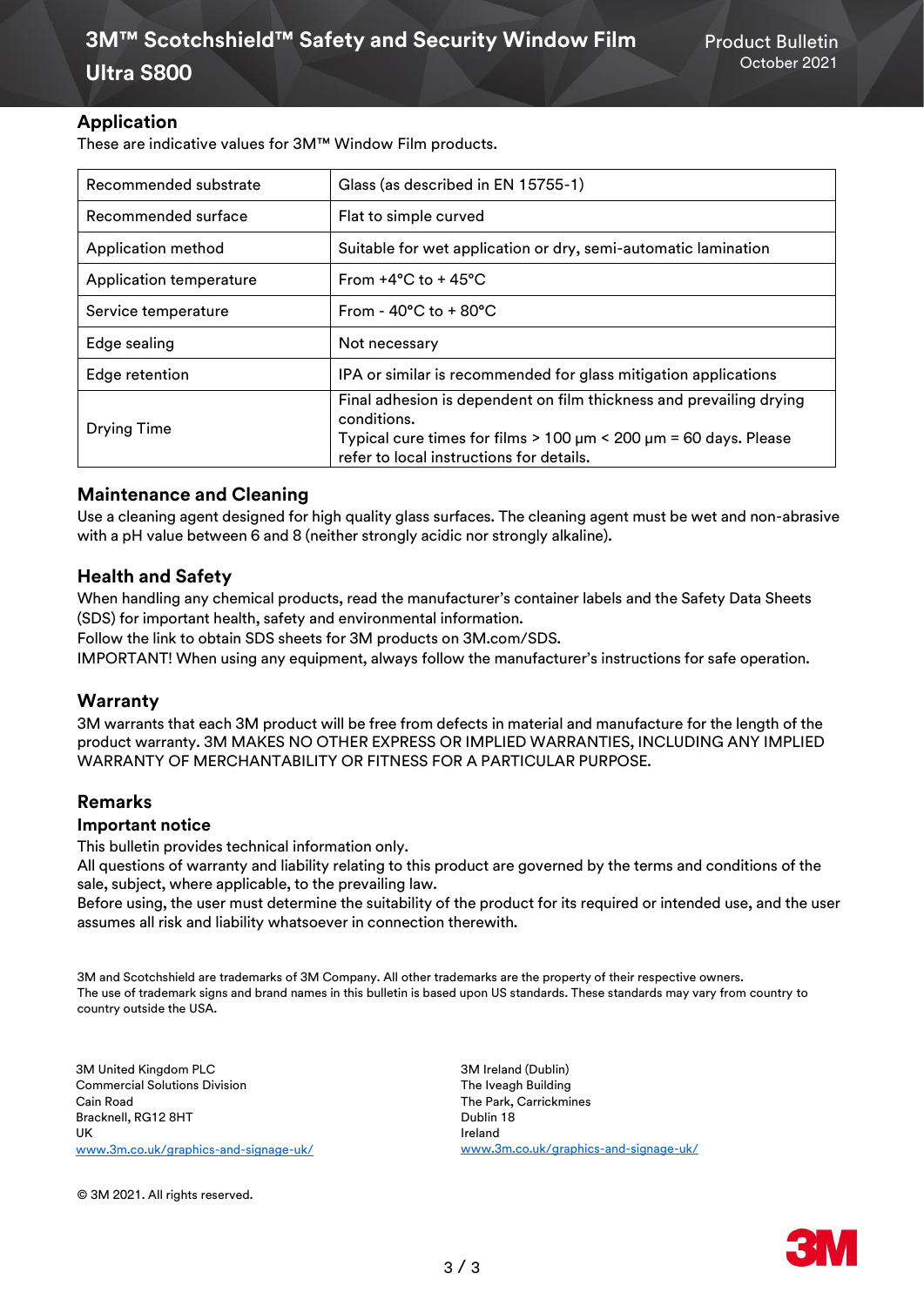## Application

These are indicative values for 3M™ Window Film products.

| | |
|---|---|
| Recommended substrate | Glass (as described in EN 15755-1) |
| Recommended surface | Flat to simple curved |
| Application method | Suitable for wet application or dry, semi-automatic lamination |
| Application temperature | From +4°C to + 45°C |
| Service temperature | From - 40°C to + 80°C |
| Edge sealing | Not necessary |
| Edge retention | IPA or similar is recommended for glass mitigation applications |
| Drying Time | Final adhesion is dependent on film thickness and prevailing drying conditions.<br>Typical cure times for films > 100 µm < 200 µm = 60 days. Please refer to local instructions for details. |

## Maintenance and Cleaning

Use a cleaning agent designed for high quality glass surfaces. The cleaning agent must be wet and non-abrasive with a pH value between 6 and 8 (neither strongly acidic nor strongly alkaline).

## Health and Safety

When handling any chemical products, read the manufacturer's container labels and the Safety Data Sheets (SDS) for important health, safety and environmental information.
Follow the link to obtain SDS sheets for 3M products on 3M.com/SDS.
IMPORTANT! When using any equipment, always follow the manufacturer's instructions for safe operation.

## Warranty

3M warrants that each 3M product will be free from defects in material and manufacture for the length of the product warranty. 3M MAKES NO OTHER EXPRESS OR IMPLIED WARRANTIES, INCLUDING ANY IMPLIED WARRANTY OF MERCHANTABILITY OR FITNESS FOR A PARTICULAR PURPOSE.

## Remarks

### Important notice

This bulletin provides technical information only.
All questions of warranty and liability relating to this product are governed by the terms and conditions of the sale, subject, where applicable, to the prevailing law.
Before using, the user must determine the suitability of the product for its required or intended use, and the user assumes all risk and liability whatsoever in connection therewith.

3M and Scotchshield are trademarks of 3M Company. All other trademarks are the property of their respective owners.
The use of trademark signs and brand names in this bulletin is based upon US standards. These standards may vary from country to country outside the USA.

3M United Kingdom PLC
Commercial Solutions Division
Cain Road
Bracknell, RG12 8HT
UK
www.3m.co.uk/graphics-and-signage-uk/

3M Ireland (Dublin)
The Iveagh Building
The Park, Carrickmines
Dublin 18
Ireland
www.3m.co.uk/graphics-and-signage-uk/

© 3M 2021. All rights reserved.